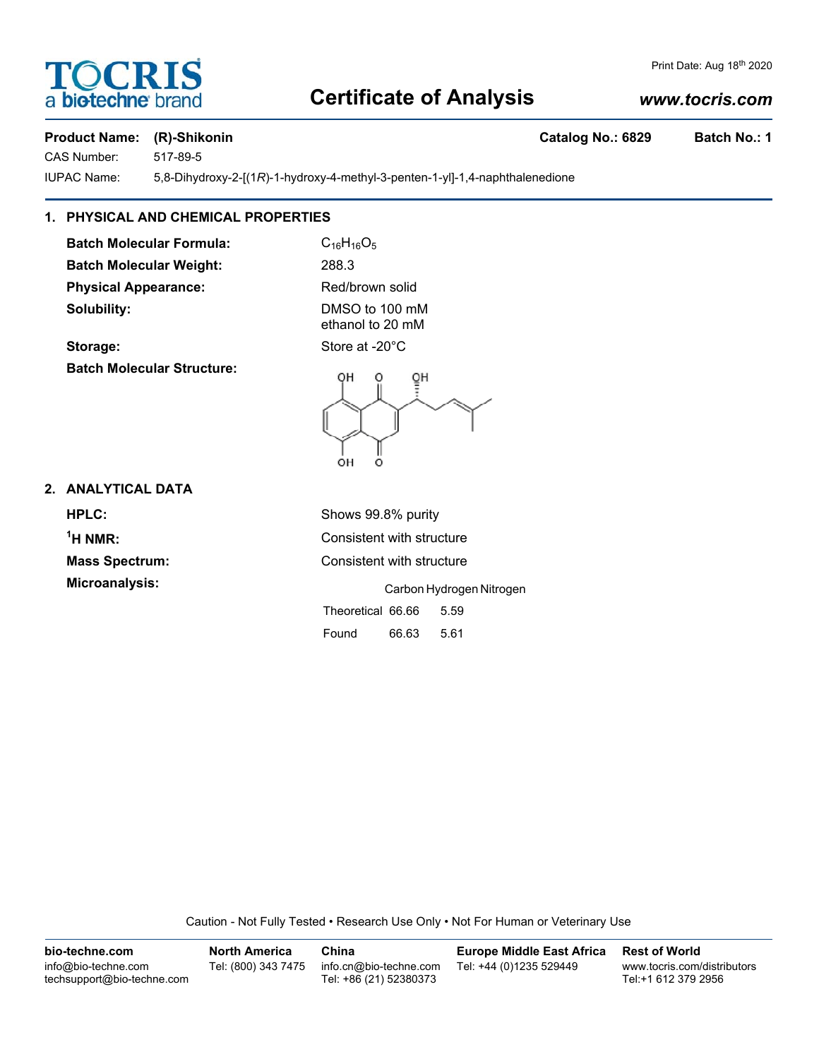# TOCRIS
a biotechne brand

Print Date: Aug 18th 2020

# Certificate of Analysis

www.tocris.com

**Product Name: (R)-Shikonin** **Catalog No.: 6829** **Batch No.: 1**

CAS Number: 517-89-5

IUPAC Name: 5,8-Dihydroxy-2-[(1*R*)-1-hydroxy-4-methyl-3-penten-1-yl]-1,4-naphthalenedione

## 1. PHYSICAL AND CHEMICAL PROPERTIES

**Batch Molecular Formula:** $C_{16}H_{16}O_5$

**Batch Molecular Weight:** 288.3

**Physical Appearance:** Red/brown solid

**Solubility:** DMSO to 100 mM
ethanol to 20 mM

**Storage:** Store at -20°C

**Batch Molecular Structure:**

## 2. ANALYTICAL DATA

**HPLC:** Shows 99.8% purity

**$^1$H NMR:** Consistent with structure

**Mass Spectrum:** Consistent with structure

**Microanalysis:**

| | Carbon | Hydrogen | Nitrogen |
|---|---|---|---|
| Theoretical | 66.66 | 5.59 | |
| Found | 66.63 | 5.61 | |

Caution - Not Fully Tested • Research Use Only • Not For Human or Veterinary Use

**bio-techne.com**
info@bio-techne.com
techsupport@bio-techne.com

**North America**
Tel: (800) 343 7475

**China**
info.cn@bio-techne.com
Tel: +86 (21) 52380373

**Europe Middle East Africa**
Tel: +44 (0)1235 529449

**Rest of World**
www.tocris.com/distributors
Tel:+1 612 379 2956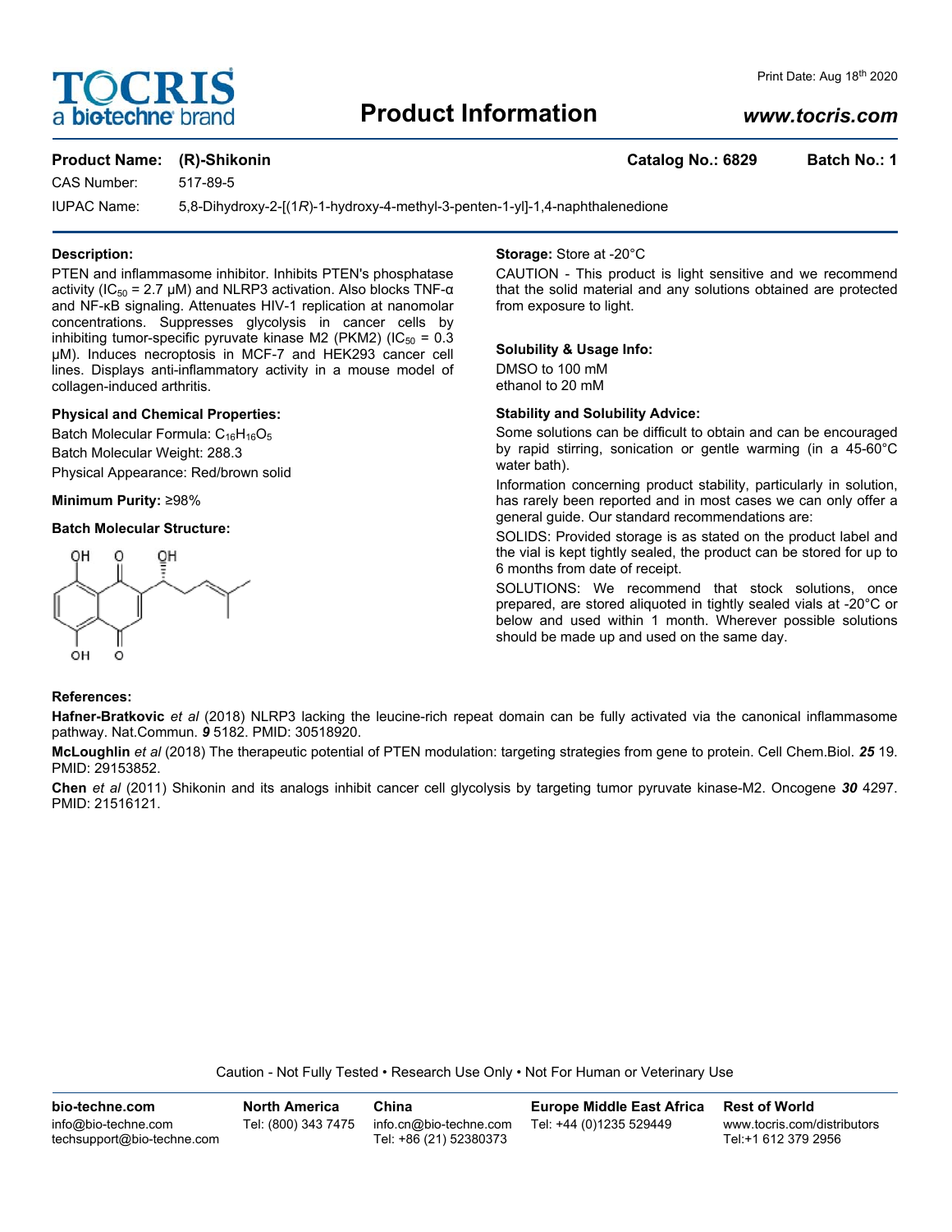Print Date: Aug 18th 2020

# Product Information

**www.tocris.com**

**Product Name: (R)-Shikonin** **Catalog No.: 6829** **Batch No.: 1**

CAS Number: 517-89-5

IUPAC Name: 5,8-Dihydroxy-2-[(1*R*)-1-hydroxy-4-methyl-3-penten-1-yl]-1,4-naphthalenedione

### Description:

PTEN and inflammasome inhibitor. Inhibits PTEN's phosphatase activity ($IC_{50}$ = 2.7 μM) and NLRP3 activation. Also blocks TNF-α and NF-κB signaling. Attenuates HIV-1 replication at nanomolar concentrations. Suppresses glycolysis in cancer cells by inhibiting tumor-specific pyruvate kinase M2 (PKM2) ($IC_{50}$ = 0.3 μM). Induces necroptosis in MCF-7 and HEK293 cancer cell lines. Displays anti-inflammatory activity in a mouse model of collagen-induced arthritis.

### Physical and Chemical Properties:

Batch Molecular Formula: $C_{16}H_{16}O_5$

Batch Molecular Weight: 288.3

Physical Appearance: Red/brown solid

**Minimum Purity:** ≥98%

### Batch Molecular Structure:

### Storage: Store at -20°C

CAUTION - This product is light sensitive and we recommend that the solid material and any solutions obtained are protected from exposure to light.

### Solubility & Usage Info:

DMSO to 100 mM

ethanol to 20 mM

### Stability and Solubility Advice:

Some solutions can be difficult to obtain and can be encouraged by rapid stirring, sonication or gentle warming (in a 45-60°C water bath).

Information concerning product stability, particularly in solution, has rarely been reported and in most cases we can only offer a general guide. Our standard recommendations are:

SOLIDS: Provided storage is as stated on the product label and the vial is kept tightly sealed, the product can be stored for up to 6 months from date of receipt.

SOLUTIONS: We recommend that stock solutions, once prepared, are stored aliquoted in tightly sealed vials at -20°C or below and used within 1 month. Wherever possible solutions should be made up and used on the same day.

### References:

**Hafner-Bratkovic** *et al* (2018) NLRP3 lacking the leucine-rich repeat domain can be fully activated via the canonical inflammasome pathway. Nat.Commun. ***9*** 5182. PMID: 30518920.

**McLoughlin** *et al* (2018) The therapeutic potential of PTEN modulation: targeting strategies from gene to protein. Cell Chem.Biol. ***25*** 19. PMID: 29153852.

**Chen** *et al* (2011) Shikonin and its analogs inhibit cancer cell glycolysis by targeting tumor pyruvate kinase-M2. Oncogene ***30*** 4297. PMID: 21516121.

Caution - Not Fully Tested • Research Use Only • Not For Human or Veterinary Use

| bio-techne.com | North America | China | Europe Middle East Africa | Rest of World |
|---|---|---|---|---|
| info@bio-techne.com<br>techsupport@bio-techne.com | Tel: (800) 343 7475 | info.cn@bio-techne.com<br>Tel: +86 (21) 52380373 | Tel: +44 (0)1235 529449 | www.tocris.com/distributors<br>Tel:+1 612 379 2956 |